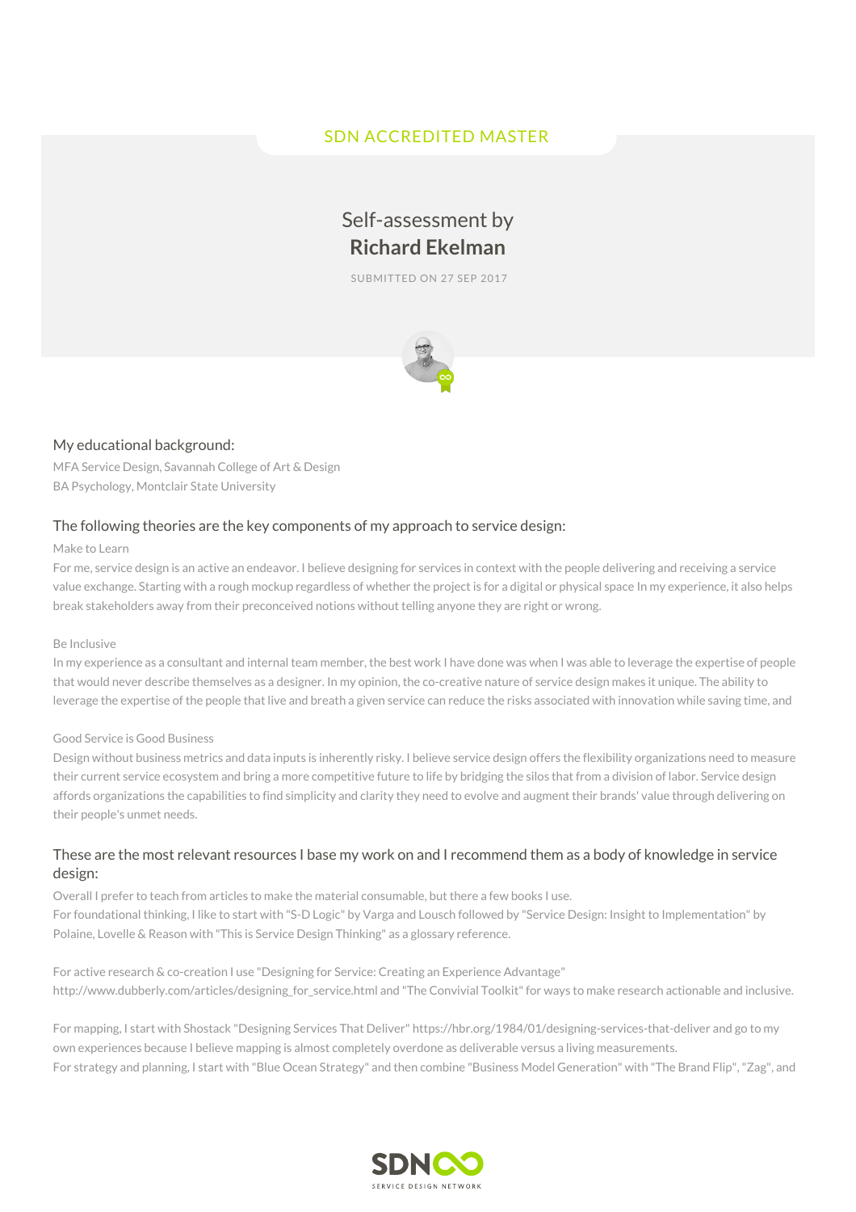SDN ACCREDITED MASTER

# Self-assessment by **Richard Ekelman**

SUBMITTED ON 27 SEP 2017

## My educational background:

MFA Service Design, Savannah College of Art & Design
BA Psychology, Montclair State University

## The following theories are the key components of my approach to service design:

Make to Learn

For me, service design is an active an endeavor. I believe designing for services in context with the people delivering and receiving a service value exchange. Starting with a rough mockup regardless of whether the project is for a digital or physical space In my experience, it also helps break stakeholders away from their preconceived notions without telling anyone they are right or wrong.

Be Inclusive

In my experience as a consultant and internal team member, the best work I have done was when I was able to leverage the expertise of people that would never describe themselves as a designer. In my opinion, the co-creative nature of service design makes it unique. The ability to leverage the expertise of the people that live and breath a given service can reduce the risks associated with innovation while saving time, and

Good Service is Good Business

Design without business metrics and data inputs is inherently risky. I believe service design offers the flexibility organizations need to measure their current service ecosystem and bring a more competitive future to life by bridging the silos that from a division of labor. Service design affords organizations the capabilities to find simplicity and clarity they need to evolve and augment their brands' value through delivering on their people's unmet needs.

## These are the most relevant resources I base my work on and I recommend them as a body of knowledge in service design:

Overall I prefer to teach from articles to make the material consumable, but there a few books I use.
For foundational thinking, I like to start with "S-D Logic" by Varga and Lousch followed by "Service Design: Insight to Implementation" by Polaine, Lovelle & Reason with "This is Service Design Thinking" as a glossary reference.

For active research & co-creation I use "Designing for Service: Creating an Experience Advantage" http://www.dubberly.com/articles/designing_for_service.html and "The Convivial Toolkit" for ways to make research actionable and inclusive.

For mapping, I start with Shostack "Designing Services That Deliver" https://hbr.org/1984/01/designing-services-that-deliver and go to my own experiences because I believe mapping is almost completely overdone as deliverable versus a living measurements.
For strategy and planning, I start with "Blue Ocean Strategy" and then combine "Business Model Generation" with "The Brand Flip", "Zag", and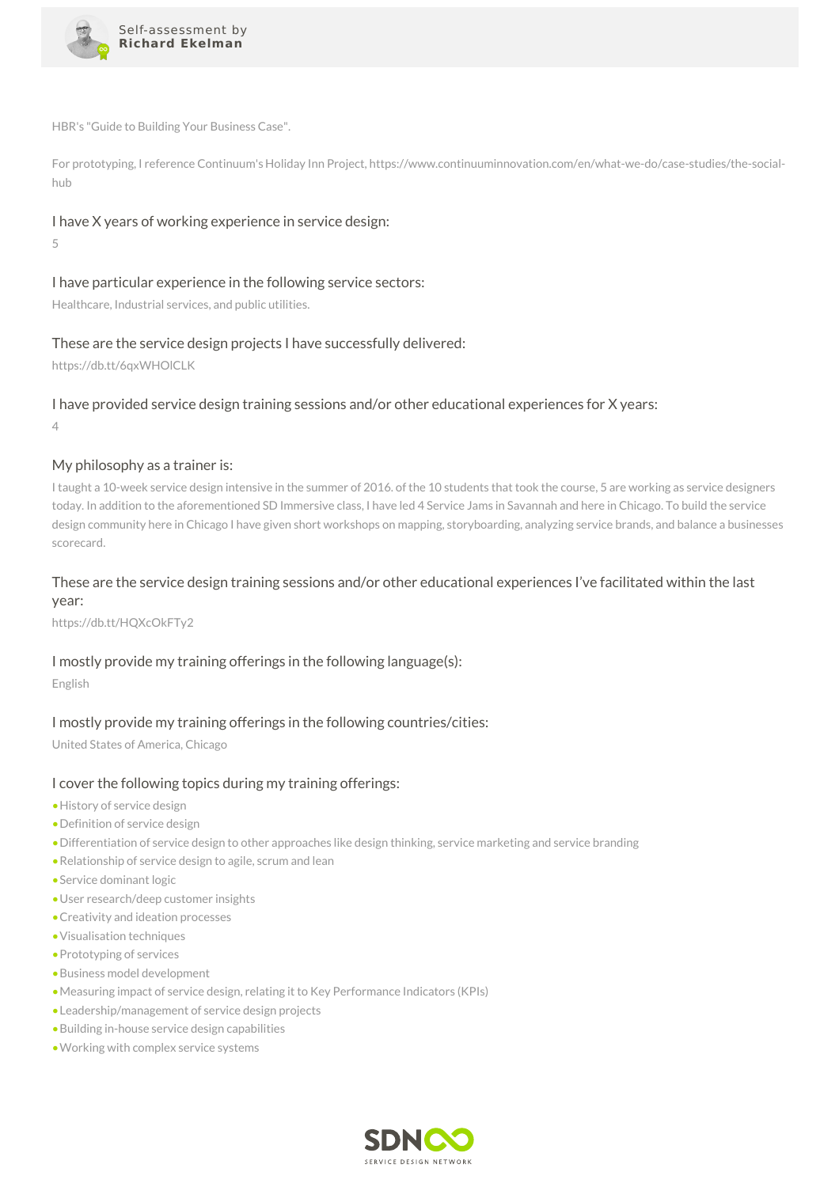HBR's "Guide to Building Your Business Case".

For prototyping, I reference Continuum's Holiday Inn Project, https://www.continuuminnovation.com/en/what-we-do/case-studies/the-social-hub

### I have X years of working experience in service design:

5

### I have particular experience in the following service sectors:

Healthcare, Industrial services, and public utilities.

### These are the service design projects I have successfully delivered:

https://db.tt/6qxWHOlCLK

### I have provided service design training sessions and/or other educational experiences for X years:

4

### My philosophy as a trainer is:

I taught a 10-week service design intensive in the summer of 2016. of the 10 students that took the course, 5 are working as service designers today. In addition to the aforementioned SD Immersive class, I have led 4 Service Jams in Savannah and here in Chicago. To build the service design community here in Chicago I have given short workshops on mapping, storyboarding, analyzing service brands, and balance a businesses scorecard.

### These are the service design training sessions and/or other educational experiences I've facilitated within the last year:

https://db.tt/HQXcOkFTy2

### I mostly provide my training offerings in the following language(s):

English

### I mostly provide my training offerings in the following countries/cities:

United States of America, Chicago

### I cover the following topics during my training offerings:

- History of service design
- Definition of service design
- Differentiation of service design to other approaches like design thinking, service marketing and service branding
- Relationship of service design to agile, scrum and lean
- Service dominant logic
- User research/deep customer insights
- Creativity and ideation processes
- Visualisation techniques
- Prototyping of services
- Business model development
- Measuring impact of service design, relating it to Key Performance Indicators (KPIs)
- Leadership/management of service design projects
- Building in-house service design capabilities
- Working with complex service systems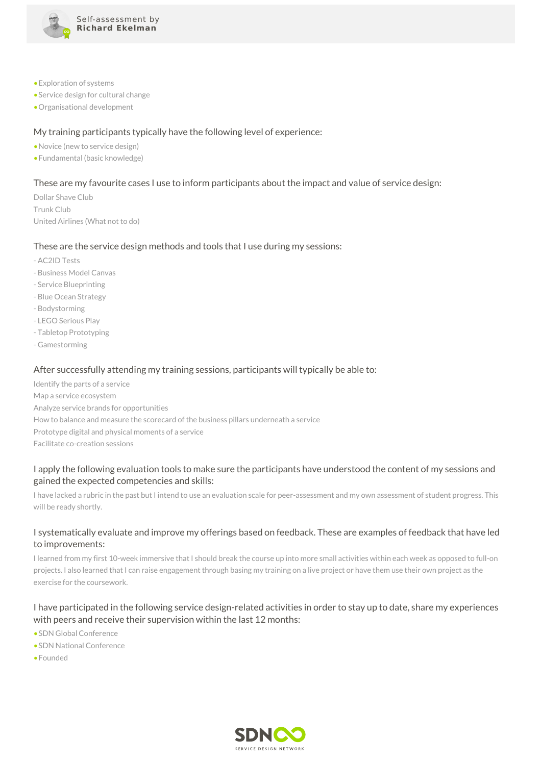- Exploration of systems
- Service design for cultural change
- Organisational development

## My training participants typically have the following level of experience:

- Novice (new to service design)
- Fundamental (basic knowledge)

## These are my favourite cases I use to inform participants about the impact and value of service design:

Dollar Shave Club
Trunk Club
United Airlines (What not to do)

## These are the service design methods and tools that I use during my sessions:

- AC2ID Tests
- Business Model Canvas
- Service Blueprinting
- Blue Ocean Strategy
- Bodystorming
- LEGO Serious Play
- Tabletop Prototyping
- Gamestorming

## After successfully attending my training sessions, participants will typically be able to:

Identify the parts of a service
Map a service ecosystem
Analyze service brands for opportunities
How to balance and measure the scorecard of the business pillars underneath a service
Prototype digital and physical moments of a service
Facilitate co-creation sessions

## I apply the following evaluation tools to make sure the participants have understood the content of my sessions and gained the expected competencies and skills:

I have lacked a rubric in the past but I intend to use an evaluation scale for peer-assessment and my own assessment of student progress. This will be ready shortly.

## I systematically evaluate and improve my offerings based on feedback. These are examples of feedback that have led to improvements:

I learned from my first 10-week immersive that I should break the course up into more small activities within each week as opposed to full-on projects. I also learned that I can raise engagement through basing my training on a live project or have them use their own project as the exercise for the coursework.

## I have participated in the following service design-related activities in order to stay up to date, share my experiences with peers and receive their supervision within the last 12 months:

- SDN Global Conference
- SDN National Conference
- Founded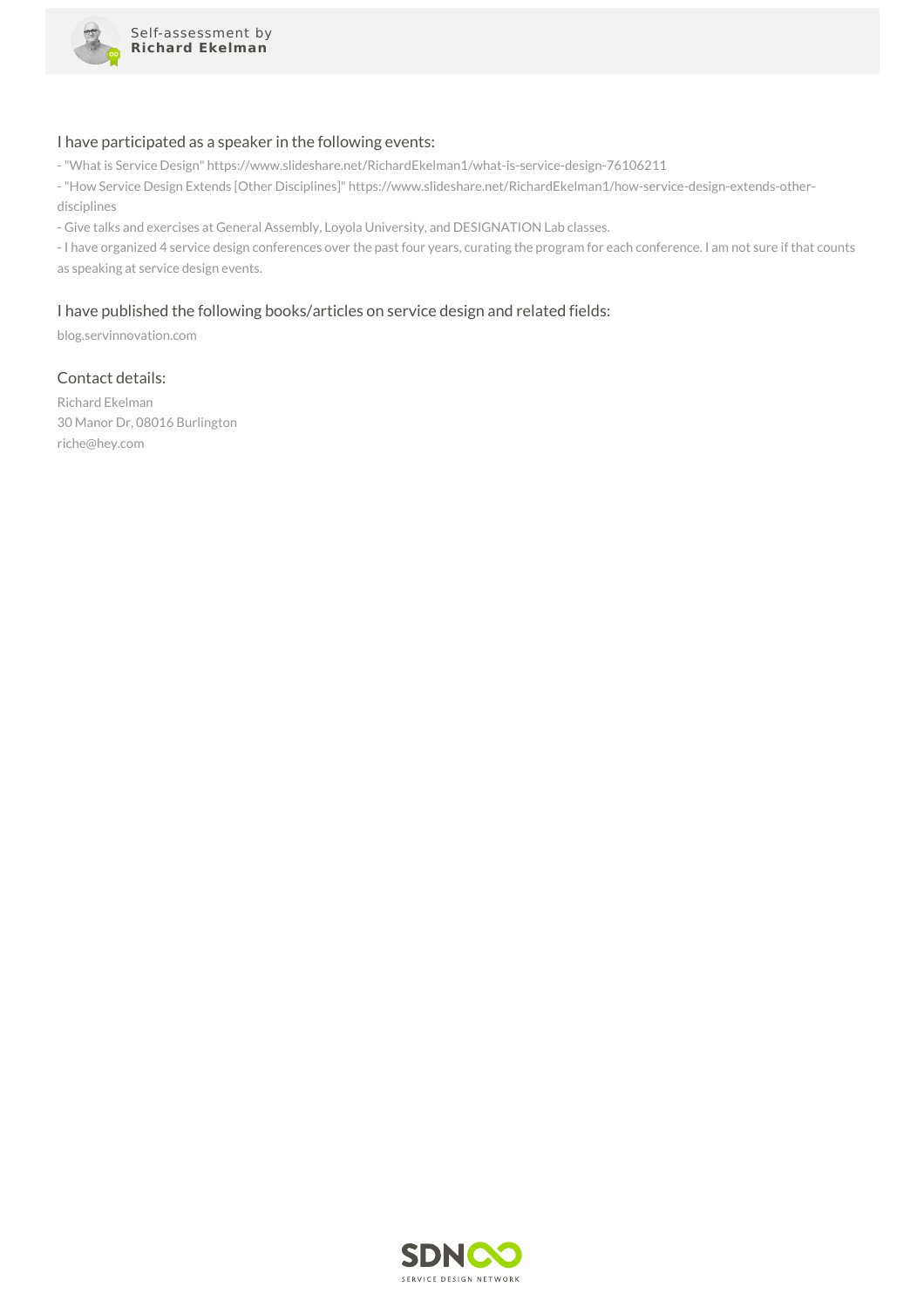### I have participated as a speaker in the following events:

- "What is Service Design" https://www.slideshare.net/RichardEkelman1/what-is-service-design-76106211
- "How Service Design Extends [Other Disciplines]" https://www.slideshare.net/RichardEkelman1/how-service-design-extends-other-disciplines
- Give talks and exercises at General Assembly, Loyola University, and DESIGNATION Lab classes.
- I have organized 4 service design conferences over the past four years, curating the program for each conference. I am not sure if that counts as speaking at service design events.

### I have published the following books/articles on service design and related fields:

blog.servinnovation.com

### Contact details:

Richard Ekelman  
30 Manor Dr, 08016 Burlington  
riche@hey.com